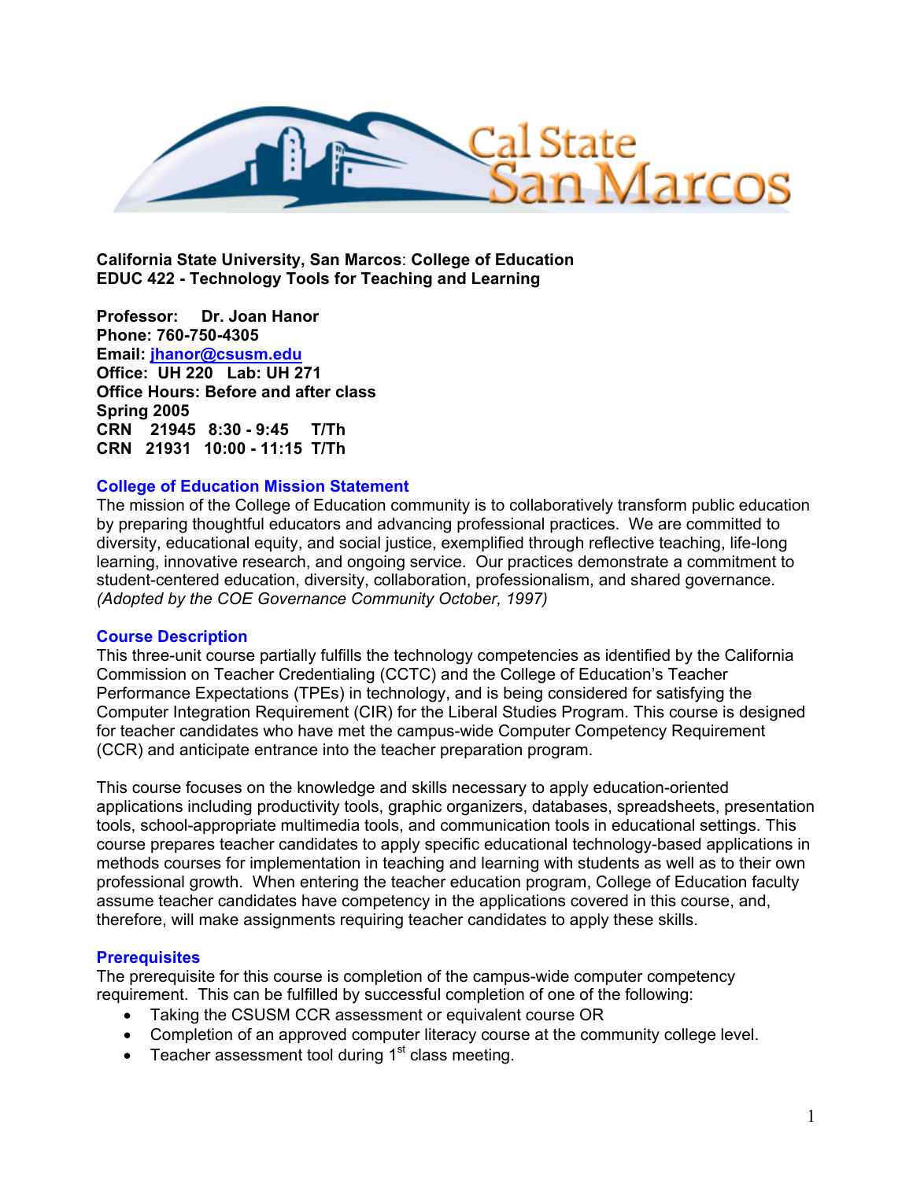**California State University, San Marcos**: **College of Education**
**EDUC 422 - Technology Tools for Teaching and Learning**

**Professor: Dr. Joan Hanor**
**Phone: 760-750-4305**
**Email: jhanor@csusm.edu**
**Office: UH 220 Lab: UH 271**
**Office Hours: Before and after class**
**Spring 2005**
**CRN 21945 8:30 - 9:45 T/Th**
**CRN 21931 10:00 - 11:15 T/Th**

## College of Education Mission Statement

The mission of the College of Education community is to collaboratively transform public education by preparing thoughtful educators and advancing professional practices. We are committed to diversity, educational equity, and social justice, exemplified through reflective teaching, life-long learning, innovative research, and ongoing service. Our practices demonstrate a commitment to student-centered education, diversity, collaboration, professionalism, and shared governance. *(Adopted by the COE Governance Community October, 1997)*

## Course Description

This three-unit course partially fulfills the technology competencies as identified by the California Commission on Teacher Credentialing (CCTC) and the College of Education's Teacher Performance Expectations (TPEs) in technology, and is being considered for satisfying the Computer Integration Requirement (CIR) for the Liberal Studies Program. This course is designed for teacher candidates who have met the campus-wide Computer Competency Requirement (CCR) and anticipate entrance into the teacher preparation program.

This course focuses on the knowledge and skills necessary to apply education-oriented applications including productivity tools, graphic organizers, databases, spreadsheets, presentation tools, school-appropriate multimedia tools, and communication tools in educational settings. This course prepares teacher candidates to apply specific educational technology-based applications in methods courses for implementation in teaching and learning with students as well as to their own professional growth. When entering the teacher education program, College of Education faculty assume teacher candidates have competency in the applications covered in this course, and, therefore, will make assignments requiring teacher candidates to apply these skills.

## Prerequisites

The prerequisite for this course is completion of the campus-wide computer competency requirement. This can be fulfilled by successful completion of one of the following:

- Taking the CSUSM CCR assessment or equivalent course OR
- Completion of an approved computer literacy course at the community college level.
- Teacher assessment tool during 1st class meeting.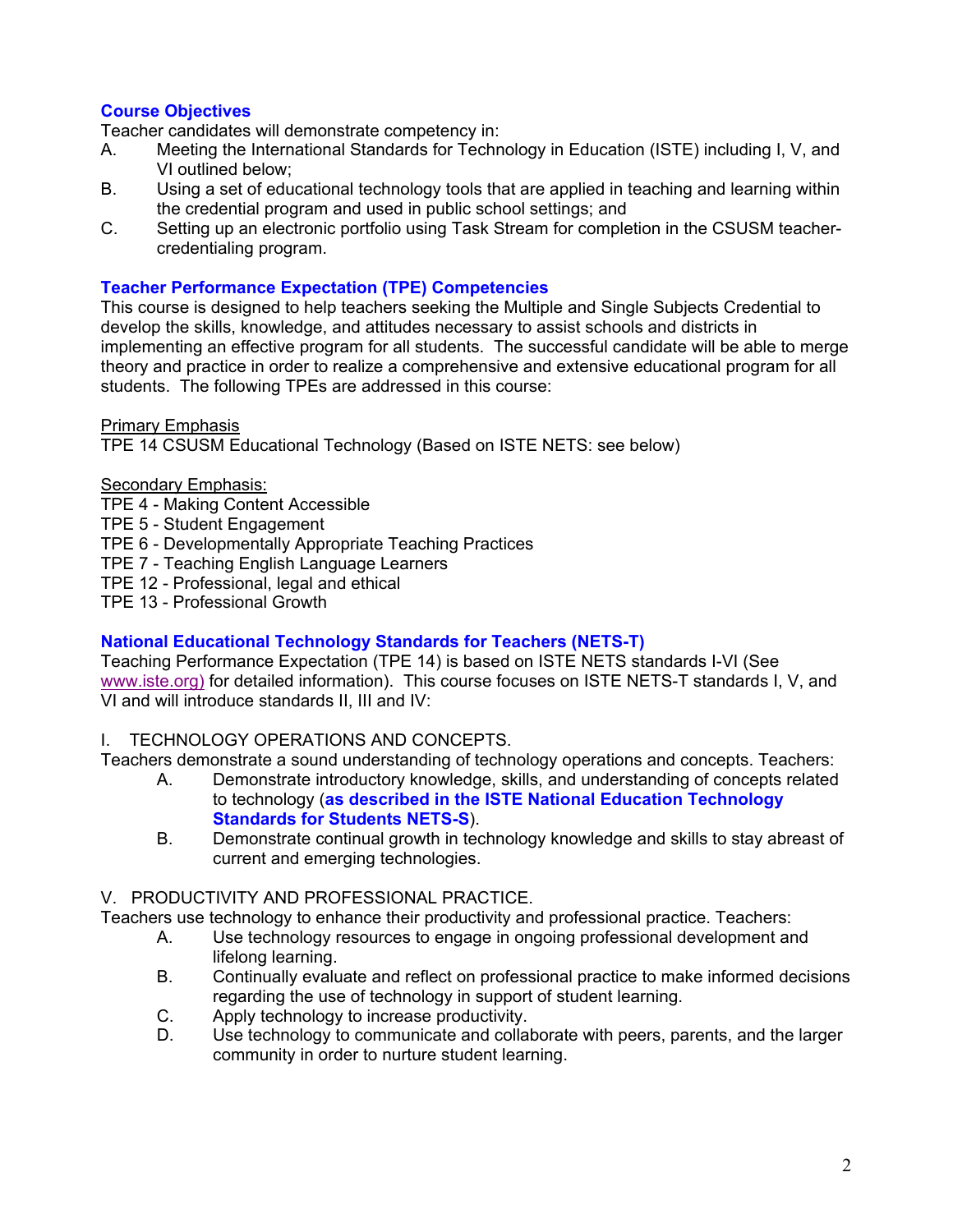### Course Objectives

Teacher candidates will demonstrate competency in:

A. Meeting the International Standards for Technology in Education (ISTE) including I, V, and VI outlined below;

B. Using a set of educational technology tools that are applied in teaching and learning within the credential program and used in public school settings; and

C. Setting up an electronic portfolio using Task Stream for completion in the CSUSM teacher-credentialing program.

### Teacher Performance Expectation (TPE) Competencies

This course is designed to help teachers seeking the Multiple and Single Subjects Credential to develop the skills, knowledge, and attitudes necessary to assist schools and districts in implementing an effective program for all students. The successful candidate will be able to merge theory and practice in order to realize a comprehensive and extensive educational program for all students. The following TPEs are addressed in this course:

Primary Emphasis

TPE 14 CSUSM Educational Technology (Based on ISTE NETS: see below)

Secondary Emphasis:

TPE 4 - Making Content Accessible
TPE 5 - Student Engagement
TPE 6 - Developmentally Appropriate Teaching Practices
TPE 7 - Teaching English Language Learners
TPE 12 - Professional, legal and ethical
TPE 13 - Professional Growth

### National Educational Technology Standards for Teachers (NETS-T)

Teaching Performance Expectation (TPE 14) is based on ISTE NETS standards I-VI (See www.iste.org) for detailed information). This course focuses on ISTE NETS-T standards I, V, and VI and will introduce standards II, III and IV:

I. TECHNOLOGY OPERATIONS AND CONCEPTS.

Teachers demonstrate a sound understanding of technology operations and concepts. Teachers:

A. Demonstrate introductory knowledge, skills, and understanding of concepts related to technology (**as described in the ISTE National Education Technology Standards for Students NETS-S**).

B. Demonstrate continual growth in technology knowledge and skills to stay abreast of current and emerging technologies.

V. PRODUCTIVITY AND PROFESSIONAL PRACTICE.

Teachers use technology to enhance their productivity and professional practice. Teachers:

A. Use technology resources to engage in ongoing professional development and lifelong learning.

B. Continually evaluate and reflect on professional practice to make informed decisions regarding the use of technology in support of student learning.

C. Apply technology to increase productivity.

D. Use technology to communicate and collaborate with peers, parents, and the larger community in order to nurture student learning.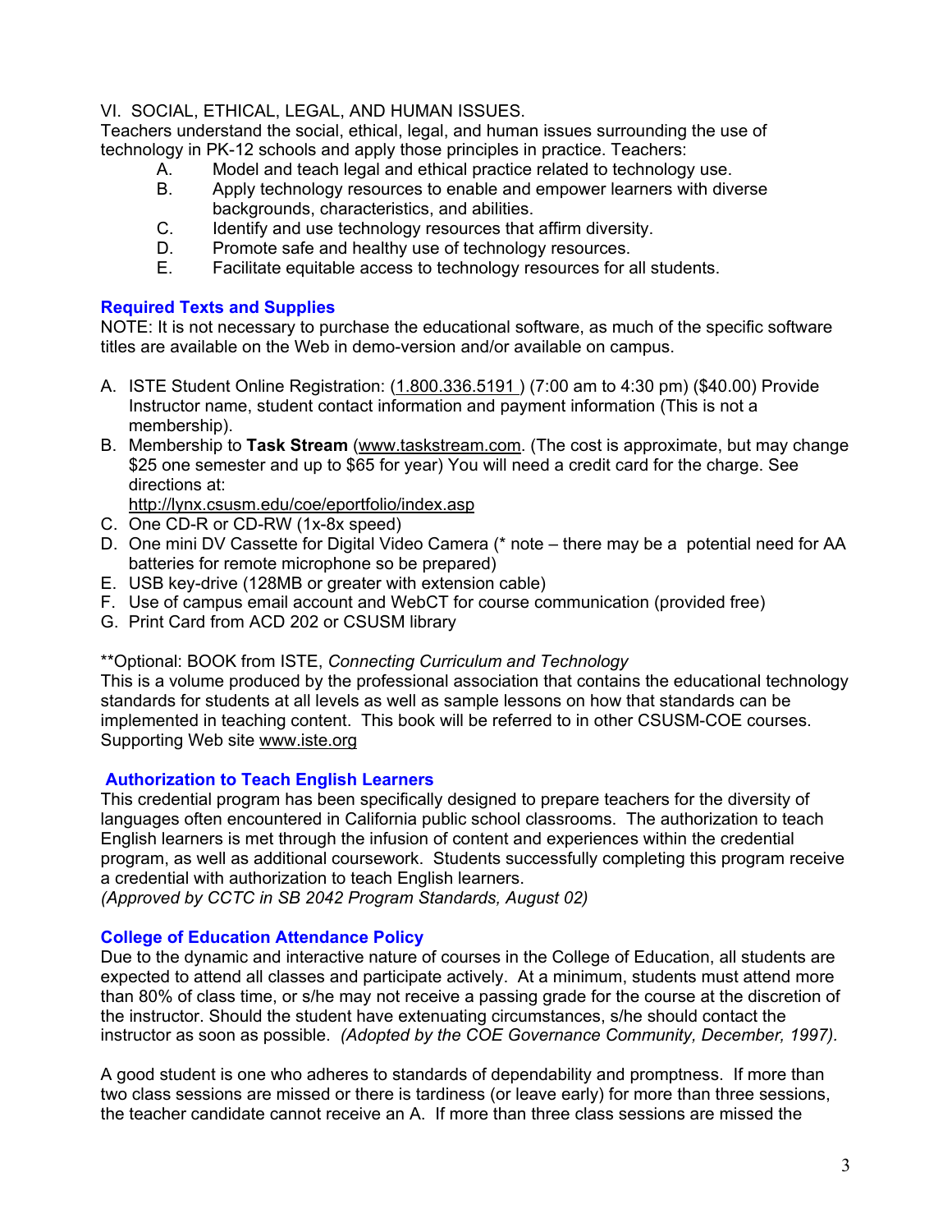VI. SOCIAL, ETHICAL, LEGAL, AND HUMAN ISSUES.

Teachers understand the social, ethical, legal, and human issues surrounding the use of technology in PK-12 schools and apply those principles in practice. Teachers:

A. Model and teach legal and ethical practice related to technology use.
B. Apply technology resources to enable and empower learners with diverse backgrounds, characteristics, and abilities.
C. Identify and use technology resources that affirm diversity.
D. Promote safe and healthy use of technology resources.
E. Facilitate equitable access to technology resources for all students.

### Required Texts and Supplies

NOTE: It is not necessary to purchase the educational software, as much of the specific software titles are available on the Web in demo-version and/or available on campus.

A. ISTE Student Online Registration: (1.800.336.5191 ) (7:00 am to 4:30 pm) ($40.00) Provide Instructor name, student contact information and payment information (This is not a membership).
B. Membership to **Task Stream** (www.taskstream.com. (The cost is approximate, but may change $25 one semester and up to $65 for year) You will need a credit card for the charge. See directions at: http://lynx.csusm.edu/coe/eportfolio/index.asp
C. One CD-R or CD-RW (1x-8x speed)
D. One mini DV Cassette for Digital Video Camera (* note – there may be a potential need for AA batteries for remote microphone so be prepared)
E. USB key-drive (128MB or greater with extension cable)
F. Use of campus email account and WebCT for course communication (provided free)
G. Print Card from ACD 202 or CSUSM library

**Optional: BOOK from ISTE, *Connecting Curriculum and Technology*
This is a volume produced by the professional association that contains the educational technology standards for students at all levels as well as sample lessons on how that standards can be implemented in teaching content. This book will be referred to in other CSUSM-COE courses. Supporting Web site www.iste.org

### Authorization to Teach English Learners

This credential program has been specifically designed to prepare teachers for the diversity of languages often encountered in California public school classrooms. The authorization to teach English learners is met through the infusion of content and experiences within the credential program, as well as additional coursework. Students successfully completing this program receive a credential with authorization to teach English learners.
*(Approved by CCTC in SB 2042 Program Standards, August 02)*

### College of Education Attendance Policy

Due to the dynamic and interactive nature of courses in the College of Education, all students are expected to attend all classes and participate actively. At a minimum, students must attend more than 80% of class time, or s/he may not receive a passing grade for the course at the discretion of the instructor. Should the student have extenuating circumstances, s/he should contact the instructor as soon as possible. *(Adopted by the COE Governance Community, December, 1997).*

A good student is one who adheres to standards of dependability and promptness. If more than two class sessions are missed or there is tardiness (or leave early) for more than three sessions, the teacher candidate cannot receive an A. If more than three class sessions are missed the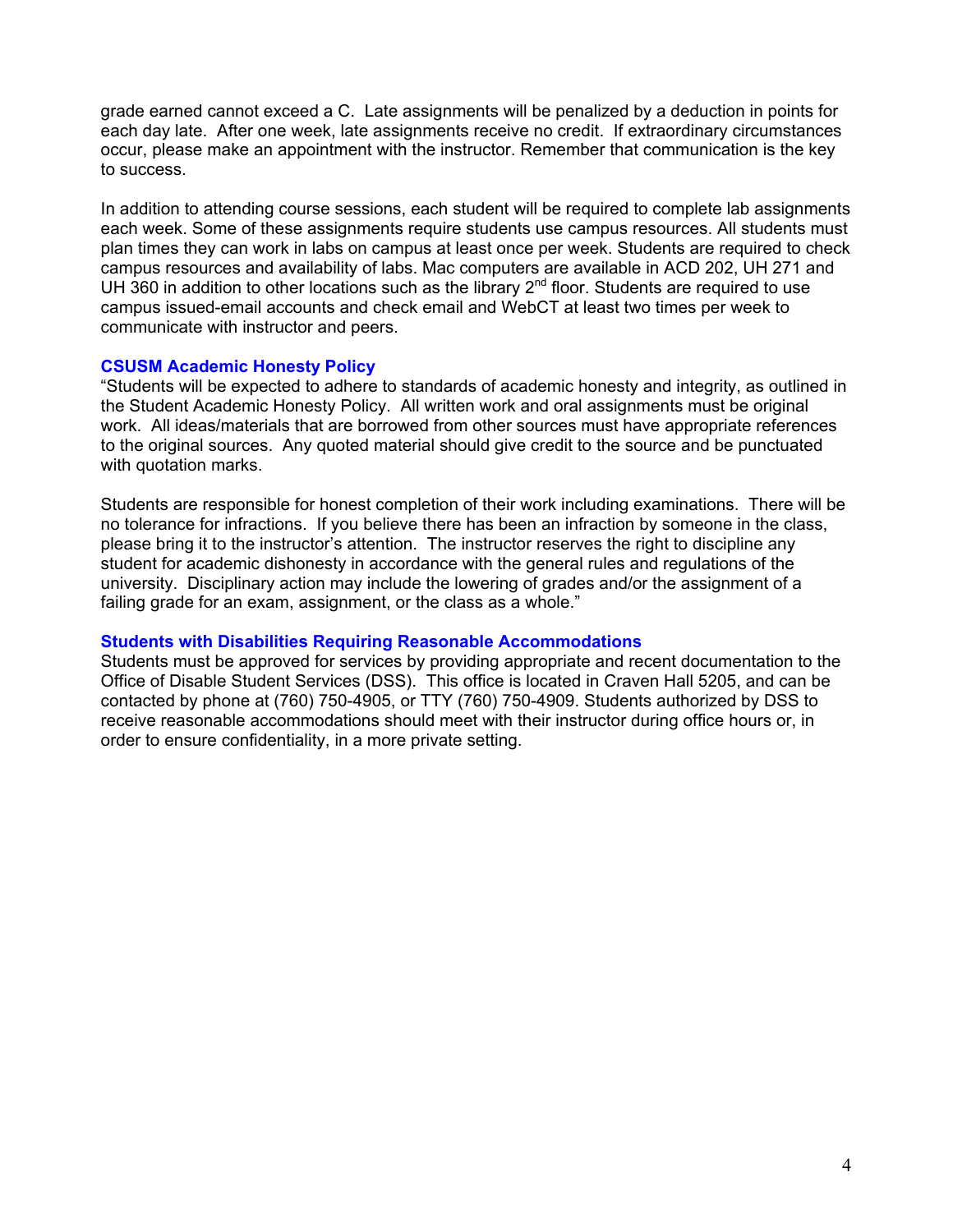grade earned cannot exceed a C. Late assignments will be penalized by a deduction in points for each day late. After one week, late assignments receive no credit. If extraordinary circumstances occur, please make an appointment with the instructor. Remember that communication is the key to success.

In addition to attending course sessions, each student will be required to complete lab assignments each week. Some of these assignments require students use campus resources. All students must plan times they can work in labs on campus at least once per week. Students are required to check campus resources and availability of labs. Mac computers are available in ACD 202, UH 271 and UH 360 in addition to other locations such as the library 2nd floor. Students are required to use campus issued-email accounts and check email and WebCT at least two times per week to communicate with instructor and peers.

### CSUSM Academic Honesty Policy

"Students will be expected to adhere to standards of academic honesty and integrity, as outlined in the Student Academic Honesty Policy. All written work and oral assignments must be original work. All ideas/materials that are borrowed from other sources must have appropriate references to the original sources. Any quoted material should give credit to the source and be punctuated with quotation marks.

Students are responsible for honest completion of their work including examinations. There will be no tolerance for infractions. If you believe there has been an infraction by someone in the class, please bring it to the instructor's attention. The instructor reserves the right to discipline any student for academic dishonesty in accordance with the general rules and regulations of the university. Disciplinary action may include the lowering of grades and/or the assignment of a failing grade for an exam, assignment, or the class as a whole."

### Students with Disabilities Requiring Reasonable Accommodations

Students must be approved for services by providing appropriate and recent documentation to the Office of Disable Student Services (DSS). This office is located in Craven Hall 5205, and can be contacted by phone at (760) 750-4905, or TTY (760) 750-4909. Students authorized by DSS to receive reasonable accommodations should meet with their instructor during office hours or, in order to ensure confidentiality, in a more private setting.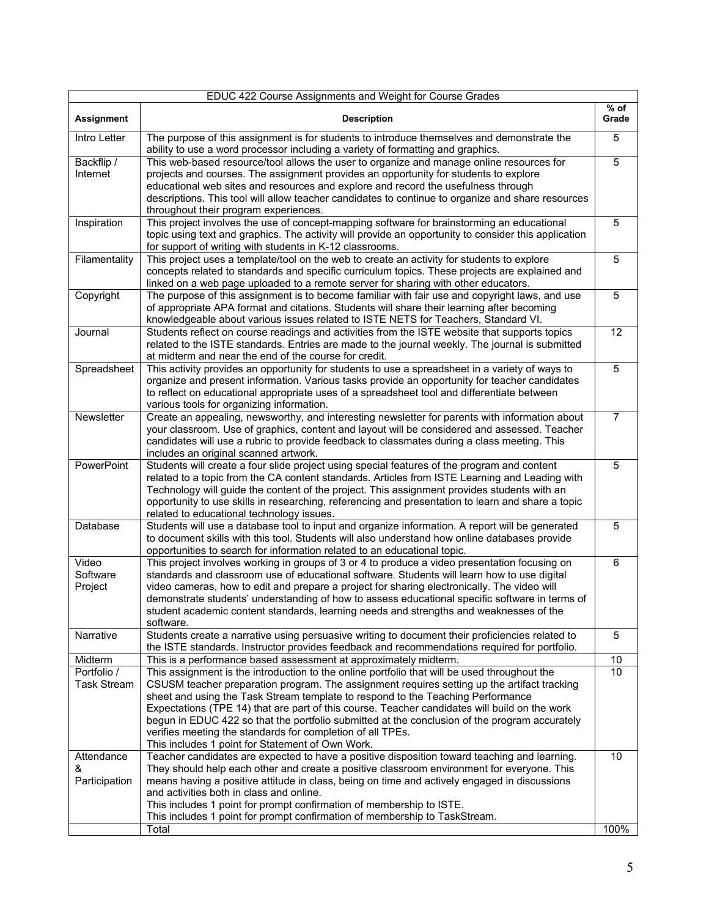| EDUC 422 Course Assignments and Weight for Course Grades | | |
|---|---|---|
| **Assignment** | **Description** | **% of Grade** |
| Intro Letter | The purpose of this assignment is for students to introduce themselves and demonstrate the ability to use a word processor including a variety of formatting and graphics. | 5 |
| Backflip / Internet | This web-based resource/tool allows the user to organize and manage online resources for projects and courses. The assignment provides an opportunity for students to explore educational web sites and resources and explore and record the usefulness through descriptions. This tool will allow teacher candidates to continue to organize and share resources throughout their program experiences. | 5 |
| Inspiration | This project involves the use of concept-mapping software for brainstorming an educational topic using text and graphics. The activity will provide an opportunity to consider this application for support of writing with students in K-12 classrooms. | 5 |
| Filamentality | This project uses a template/tool on the web to create an activity for students to explore concepts related to standards and specific curriculum topics. These projects are explained and linked on a web page uploaded to a remote server for sharing with other educators. | 5 |
| Copyright | The purpose of this assignment is to become familiar with fair use and copyright laws, and use of appropriate APA format and citations. Students will share their learning after becoming knowledgeable about various issues related to ISTE NETS for Teachers, Standard VI. | 5 |
| Journal | Students reflect on course readings and activities from the ISTE website that supports topics related to the ISTE standards. Entries are made to the journal weekly. The journal is submitted at midterm and near the end of the course for credit. | 12 |
| Spreadsheet | This activity provides an opportunity for students to use a spreadsheet in a variety of ways to organize and present information. Various tasks provide an opportunity for teacher candidates to reflect on educational appropriate uses of a spreadsheet tool and differentiate between various tools for organizing information. | 5 |
| Newsletter | Create an appealing, newsworthy, and interesting newsletter for parents with information about your classroom. Use of graphics, content and layout will be considered and assessed. Teacher candidates will use a rubric to provide feedback to classmates during a class meeting. This includes an original scanned artwork. | 7 |
| PowerPoint | Students will create a four slide project using special features of the program and content related to a topic from the CA content standards. Articles from ISTE Learning and Leading with Technology will guide the content of the project. This assignment provides students with an opportunity to use skills in researching, referencing and presentation to learn and share a topic related to educational technology issues. | 5 |
| Database | Students will use a database tool to input and organize information. A report will be generated to document skills with this tool. Students will also understand how online databases provide opportunities to search for information related to an educational topic. | 5 |
| Video Software Project | This project involves working in groups of 3 or 4 to produce a video presentation focusing on standards and classroom use of educational software. Students will learn how to use digital video cameras, how to edit and prepare a project for sharing electronically. The video will demonstrate students' understanding of how to assess educational specific software in terms of student academic content standards, learning needs and strengths and weaknesses of the software. | 6 |
| Narrative | Students create a narrative using persuasive writing to document their proficiencies related to the ISTE standards. Instructor provides feedback and recommendations required for portfolio. | 5 |
| Midterm | This is a performance based assessment at approximately midterm. | 10 |
| Portfolio / Task Stream | This assignment is the introduction to the online portfolio that will be used throughout the CSUSM teacher preparation program. The assignment requires setting up the artifact tracking sheet and using the Task Stream template to respond to the Teaching Performance Expectations (TPE 14) that are part of this course. Teacher candidates will build on the work begun in EDUC 422 so that the portfolio submitted at the conclusion of the program accurately verifies meeting the standards for completion of all TPEs.<br>This includes 1 point for Statement of Own Work. | 10 |
| Attendance & Participation | Teacher candidates are expected to have a positive disposition toward teaching and learning. They should help each other and create a positive classroom environment for everyone. This means having a positive attitude in class, being on time and actively engaged in discussions and activities both in class and online.<br>This includes 1 point for prompt confirmation of membership to ISTE.<br>This includes 1 point for prompt confirmation of membership to TaskStream. | 10 |
| | Total | 100% |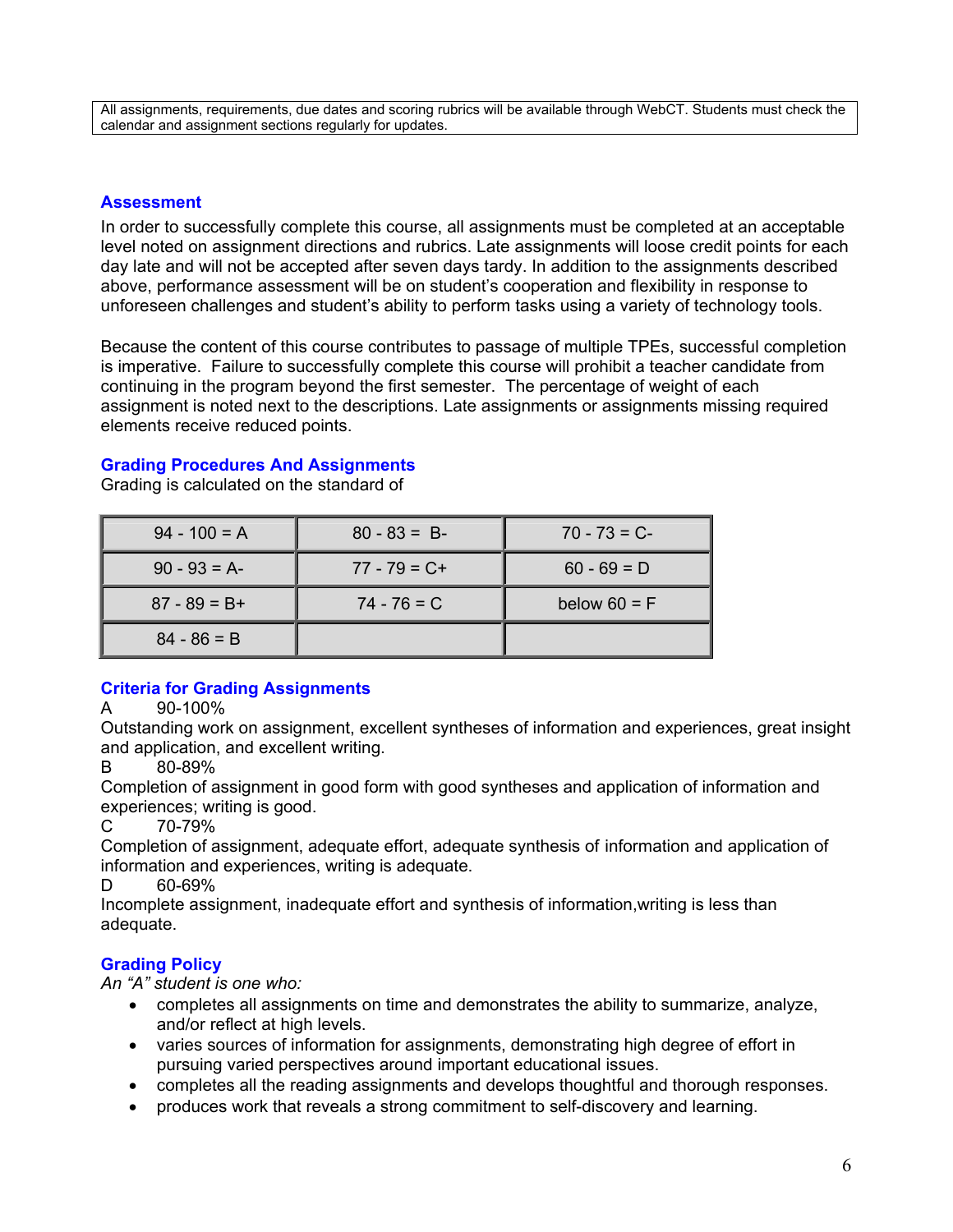All assignments, requirements, due dates and scoring rubrics will be available through WebCT. Students must check the calendar and assignment sections regularly for updates.

## Assessment

In order to successfully complete this course, all assignments must be completed at an acceptable level noted on assignment directions and rubrics. Late assignments will loose credit points for each day late and will not be accepted after seven days tardy. In addition to the assignments described above, performance assessment will be on student's cooperation and flexibility in response to unforeseen challenges and student's ability to perform tasks using a variety of technology tools.

Because the content of this course contributes to passage of multiple TPEs, successful completion is imperative. Failure to successfully complete this course will prohibit a teacher candidate from continuing in the program beyond the first semester. The percentage of weight of each assignment is noted next to the descriptions. Late assignments or assignments missing required elements receive reduced points.

## Grading Procedures And Assignments

Grading is calculated on the standard of

| | | |
|---|---|---|
| 94 - 100 = A | 80 - 83 = B- | 70 - 73 = C- |
| 90 - 93 = A- | 77 - 79 = C+ | 60 - 69 = D |
| 87 - 89 = B+ | 74 - 76 = C | below 60 = F |
| 84 - 86 = B | | |

## Criteria for Grading Assignments

A 90-100%

Outstanding work on assignment, excellent syntheses of information and experiences, great insight and application, and excellent writing.

B 80-89%

Completion of assignment in good form with good syntheses and application of information and experiences; writing is good.

C 70-79%

Completion of assignment, adequate effort, adequate synthesis of information and application of information and experiences, writing is adequate.

D 60-69%

Incomplete assignment, inadequate effort and synthesis of information,writing is less than adequate.

## Grading Policy

*An "A" student is one who:*

- completes all assignments on time and demonstrates the ability to summarize, analyze, and/or reflect at high levels.
- varies sources of information for assignments, demonstrating high degree of effort in pursuing varied perspectives around important educational issues.
- completes all the reading assignments and develops thoughtful and thorough responses.
- produces work that reveals a strong commitment to self-discovery and learning.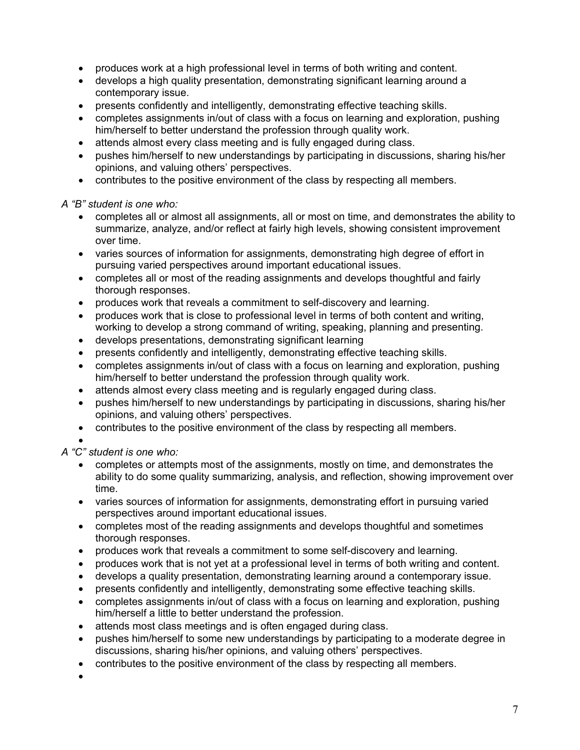- produces work at a high professional level in terms of both writing and content.
- develops a high quality presentation, demonstrating significant learning around a contemporary issue.
- presents confidently and intelligently, demonstrating effective teaching skills.
- completes assignments in/out of class with a focus on learning and exploration, pushing him/herself to better understand the profession through quality work.
- attends almost every class meeting and is fully engaged during class.
- pushes him/herself to new understandings by participating in discussions, sharing his/her opinions, and valuing others' perspectives.
- contributes to the positive environment of the class by respecting all members.

*A "B" student is one who:*

- completes all or almost all assignments, all or most on time, and demonstrates the ability to summarize, analyze, and/or reflect at fairly high levels, showing consistent improvement over time.
- varies sources of information for assignments, demonstrating high degree of effort in pursuing varied perspectives around important educational issues.
- completes all or most of the reading assignments and develops thoughtful and fairly thorough responses.
- produces work that reveals a commitment to self-discovery and learning.
- produces work that is close to professional level in terms of both content and writing, working to develop a strong command of writing, speaking, planning and presenting.
- develops presentations, demonstrating significant learning
- presents confidently and intelligently, demonstrating effective teaching skills.
- completes assignments in/out of class with a focus on learning and exploration, pushing him/herself to better understand the profession through quality work.
- attends almost every class meeting and is regularly engaged during class.
- pushes him/herself to new understandings by participating in discussions, sharing his/her opinions, and valuing others' perspectives.
- contributes to the positive environment of the class by respecting all members.

*A "C" student is one who:*

- completes or attempts most of the assignments, mostly on time, and demonstrates the ability to do some quality summarizing, analysis, and reflection, showing improvement over time.
- varies sources of information for assignments, demonstrating effort in pursuing varied perspectives around important educational issues.
- completes most of the reading assignments and develops thoughtful and sometimes thorough responses.
- produces work that reveals a commitment to some self-discovery and learning.
- produces work that is not yet at a professional level in terms of both writing and content.
- develops a quality presentation, demonstrating learning around a contemporary issue.
- presents confidently and intelligently, demonstrating some effective teaching skills.
- completes assignments in/out of class with a focus on learning and exploration, pushing him/herself a little to better understand the profession.
- attends most class meetings and is often engaged during class.
- pushes him/herself to some new understandings by participating to a moderate degree in discussions, sharing his/her opinions, and valuing others' perspectives.
- contributes to the positive environment of the class by respecting all members.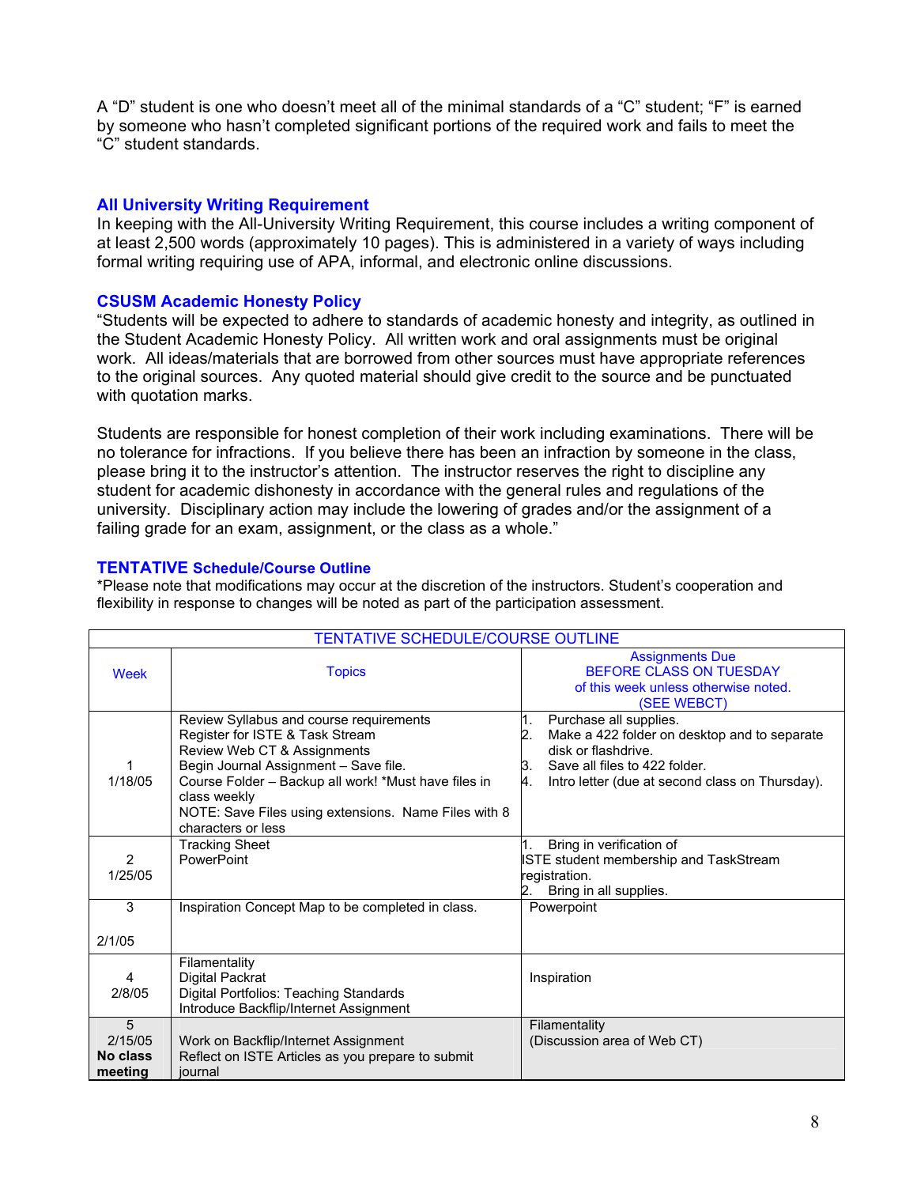A "D" student is one who doesn't meet all of the minimal standards of a "C" student; "F" is earned by someone who hasn't completed significant portions of the required work and fails to meet the "C" student standards.

## All University Writing Requirement

In keeping with the All-University Writing Requirement, this course includes a writing component of at least 2,500 words (approximately 10 pages). This is administered in a variety of ways including formal writing requiring use of APA, informal, and electronic online discussions.

## CSUSM Academic Honesty Policy

"Students will be expected to adhere to standards of academic honesty and integrity, as outlined in the Student Academic Honesty Policy. All written work and oral assignments must be original work. All ideas/materials that are borrowed from other sources must have appropriate references to the original sources. Any quoted material should give credit to the source and be punctuated with quotation marks.

Students are responsible for honest completion of their work including examinations. There will be no tolerance for infractions. If you believe there has been an infraction by someone in the class, please bring it to the instructor's attention. The instructor reserves the right to discipline any student for academic dishonesty in accordance with the general rules and regulations of the university. Disciplinary action may include the lowering of grades and/or the assignment of a failing grade for an exam, assignment, or the class as a whole."

## TENTATIVE Schedule/Course Outline

*Please note that modifications may occur at the discretion of the instructors. Student's cooperation and flexibility in response to changes will be noted as part of the participation assessment.

| TENTATIVE SCHEDULE/COURSE OUTLINE | | |
|---|---|---|
| Week | Topics | Assignments Due BEFORE CLASS ON TUESDAY of this week unless otherwise noted. (SEE WEBCT) |
| 1<br>1/18/05 | Review Syllabus and course requirements<br>Register for ISTE & Task Stream<br>Review Web CT & Assignments<br>Begin Journal Assignment – Save file.<br>Course Folder – Backup all work! *Must have files in class weekly<br>NOTE: Save Files using extensions. Name Files with 8 characters or less | 1. Purchase all supplies.<br>2. Make a 422 folder on desktop and to separate disk or flashdrive.<br>3. Save all files to 422 folder.<br>4. Intro letter (due at second class on Thursday). |
| 2<br>1/25/05 | Tracking Sheet<br>PowerPoint | 1. Bring in verification of ISTE student membership and TaskStream registration.<br>2. Bring in all supplies. |
| 3<br>2/1/05 | Inspiration Concept Map to be completed in class. | Powerpoint |
| 4<br>2/8/05 | Filamentality<br>Digital Packrat<br>Digital Portfolios: Teaching Standards<br>Introduce Backflip/Internet Assignment | Inspiration |
| 5<br>2/15/05<br>**No class meeting** | Work on Backflip/Internet Assignment<br>Reflect on ISTE Articles as you prepare to submit journal | Filamentality<br>(Discussion area of Web CT) |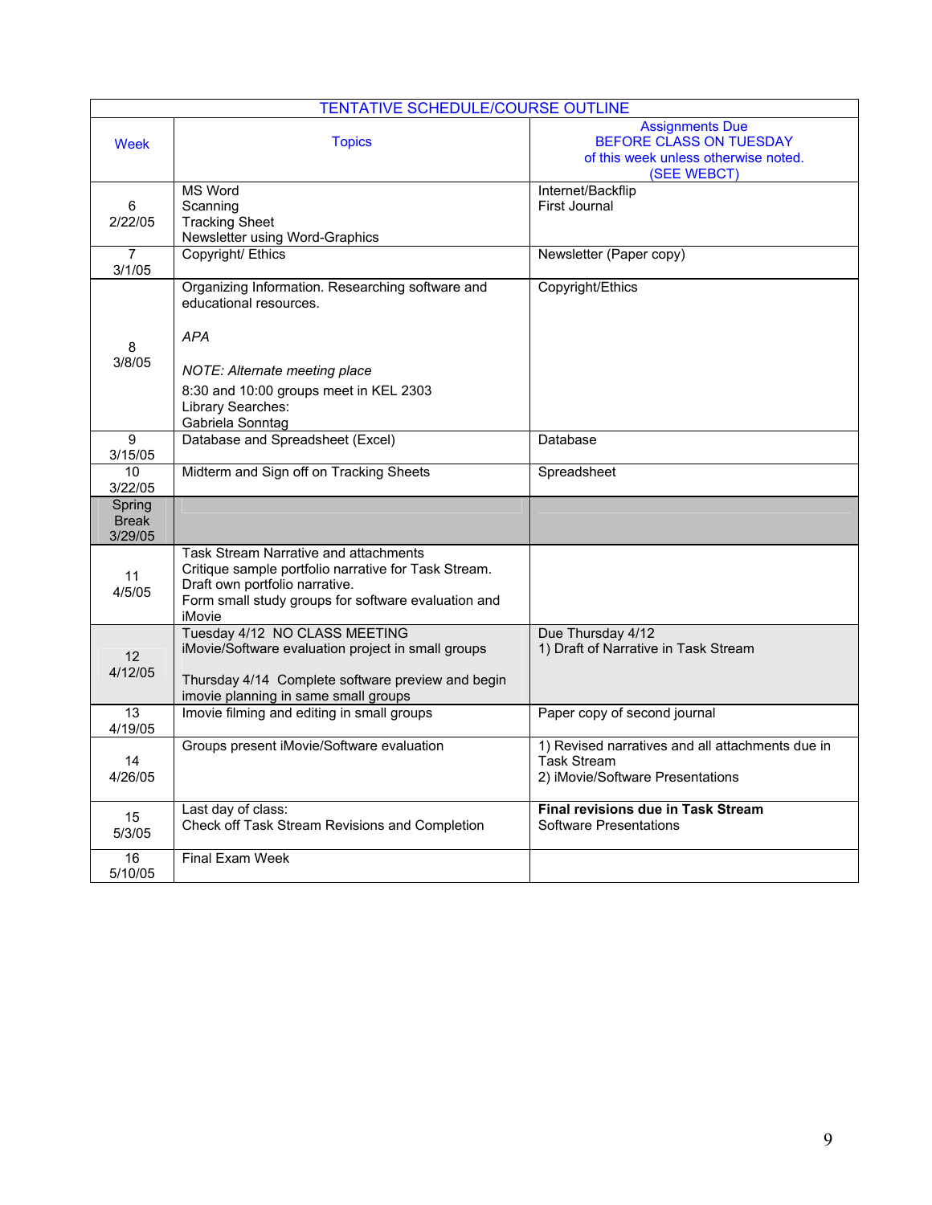| TENTATIVE SCHEDULE/COURSE OUTLINE | | |
|---|---|---|
| Week | Topics | Assignments Due BEFORE CLASS ON TUESDAY of this week unless otherwise noted. (SEE WEBCT) |
| 6<br>2/22/05 | MS Word<br>Scanning<br>Tracking Sheet<br>Newsletter using Word-Graphics | Internet/Backflip<br>First Journal |
| 7<br>3/1/05 | Copyright/ Ethics | Newsletter (Paper copy) |
| 8<br>3/8/05 | Organizing Information. Researching software and educational resources.<br><br>*APA*<br><br>*NOTE: Alternate meeting place*<br>8:30 and 10:00 groups meet in KEL 2303<br>Library Searches:<br>Gabriela Sonntag | Copyright/Ethics |
| 9<br>3/15/05 | Database and Spreadsheet (Excel) | Database |
| 10<br>3/22/05 | Midterm and Sign off on Tracking Sheets | Spreadsheet |
| Spring Break<br>3/29/05 | | |
| 11<br>4/5/05 | Task Stream Narrative and attachments<br>Critique sample portfolio narrative for Task Stream.<br>Draft own portfolio narrative.<br>Form small study groups for software evaluation and iMovie | |
| 12<br>4/12/05 | Tuesday 4/12 NO CLASS MEETING<br>iMovie/Software evaluation project in small groups<br><br>Thursday 4/14 Complete software preview and begin imovie planning in same small groups | Due Thursday 4/12<br>1) Draft of Narrative in Task Stream |
| 13<br>4/19/05 | Imovie filming and editing in small groups | Paper copy of second journal |
| 14<br>4/26/05 | Groups present iMovie/Software evaluation | 1) Revised narratives and all attachments due in Task Stream<br>2) iMovie/Software Presentations |
| 15<br>5/3/05 | Last day of class:<br>Check off Task Stream Revisions and Completion | **Final revisions due in Task Stream**<br>Software Presentations |
| 16<br>5/10/05 | Final Exam Week | |